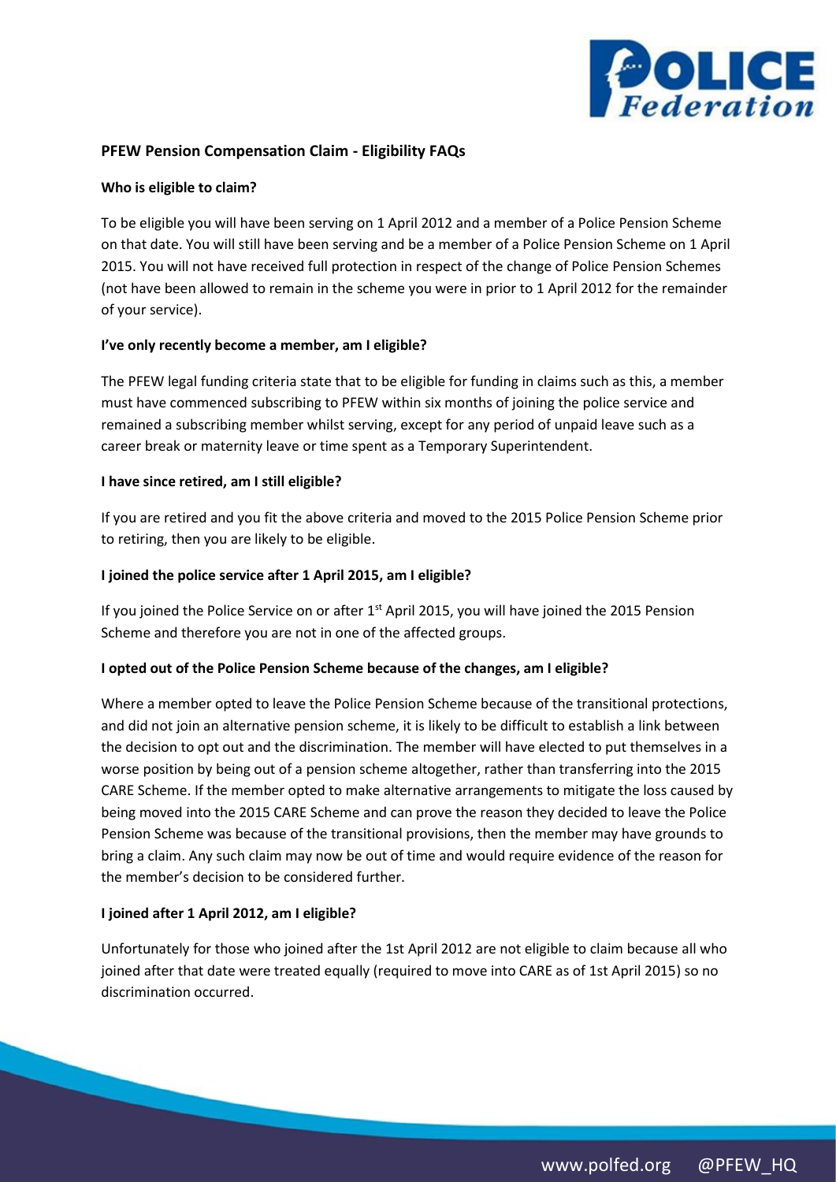## PFEW Pension Compensation Claim - Eligibility FAQs

**Who is eligible to claim?**

To be eligible you will have been serving on 1 April 2012 and a member of a Police Pension Scheme on that date. You will still have been serving and be a member of a Police Pension Scheme on 1 April 2015. You will not have received full protection in respect of the change of Police Pension Schemes (not have been allowed to remain in the scheme you were in prior to 1 April 2012 for the remainder of your service).

**I've only recently become a member, am I eligible?**

The PFEW legal funding criteria state that to be eligible for funding in claims such as this, a member must have commenced subscribing to PFEW within six months of joining the police service and remained a subscribing member whilst serving, except for any period of unpaid leave such as a career break or maternity leave or time spent as a Temporary Superintendent.

**I have since retired, am I still eligible?**

If you are retired and you fit the above criteria and moved to the 2015 Police Pension Scheme prior to retiring, then you are likely to be eligible.

**I joined the police service after 1 April 2015, am I eligible?**

If you joined the Police Service on or after 1st April 2015, you will have joined the 2015 Pension Scheme and therefore you are not in one of the affected groups.

**I opted out of the Police Pension Scheme because of the changes, am I eligible?**

Where a member opted to leave the Police Pension Scheme because of the transitional protections, and did not join an alternative pension scheme, it is likely to be difficult to establish a link between the decision to opt out and the discrimination. The member will have elected to put themselves in a worse position by being out of a pension scheme altogether, rather than transferring into the 2015 CARE Scheme. If the member opted to make alternative arrangements to mitigate the loss caused by being moved into the 2015 CARE Scheme and can prove the reason they decided to leave the Police Pension Scheme was because of the transitional provisions, then the member may have grounds to bring a claim. Any such claim may now be out of time and would require evidence of the reason for the member's decision to be considered further.

**I joined after 1 April 2012, am I eligible?**

Unfortunately for those who joined after the 1st April 2012 are not eligible to claim because all who joined after that date were treated equally (required to move into CARE as of 1st April 2015) so no discrimination occurred.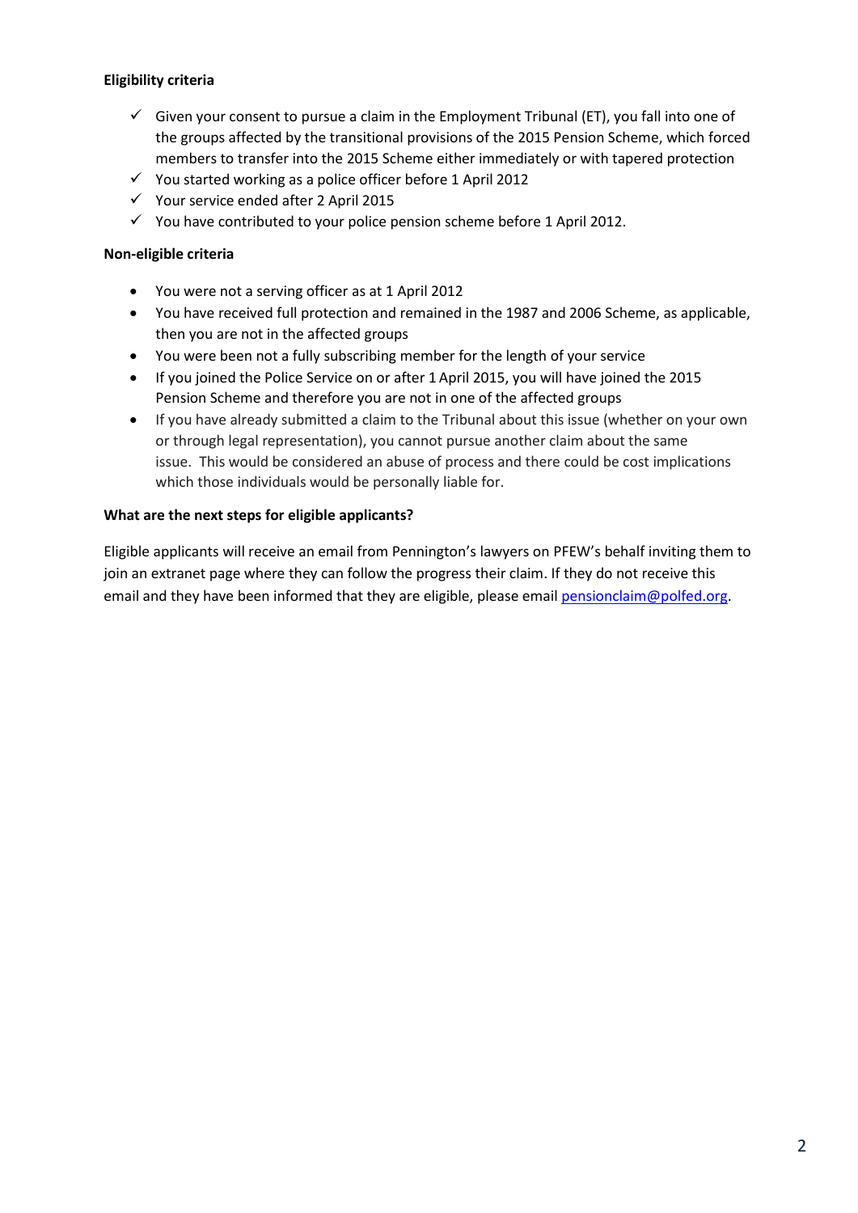**Eligibility criteria**

- ✓ Given your consent to pursue a claim in the Employment Tribunal (ET), you fall into one of the groups affected by the transitional provisions of the 2015 Pension Scheme, which forced members to transfer into the 2015 Scheme either immediately or with tapered protection
- ✓ You started working as a police officer before 1 April 2012
- ✓ Your service ended after 2 April 2015
- ✓ You have contributed to your police pension scheme before 1 April 2012.

**Non-eligible criteria**

- You were not a serving officer as at 1 April 2012
- You have received full protection and remained in the 1987 and 2006 Scheme, as applicable, then you are not in the affected groups
- You were been not a fully subscribing member for the length of your service
- If you joined the Police Service on or after 1 April 2015, you will have joined the 2015 Pension Scheme and therefore you are not in one of the affected groups
- If you have already submitted a claim to the Tribunal about this issue (whether on your own or through legal representation), you cannot pursue another claim about the same issue. This would be considered an abuse of process and there could be cost implications which those individuals would be personally liable for.

**What are the next steps for eligible applicants?**

Eligible applicants will receive an email from Pennington's lawyers on PFEW's behalf inviting them to join an extranet page where they can follow the progress their claim. If they do not receive this email and they have been informed that they are eligible, please email pensionclaim@polfed.org.